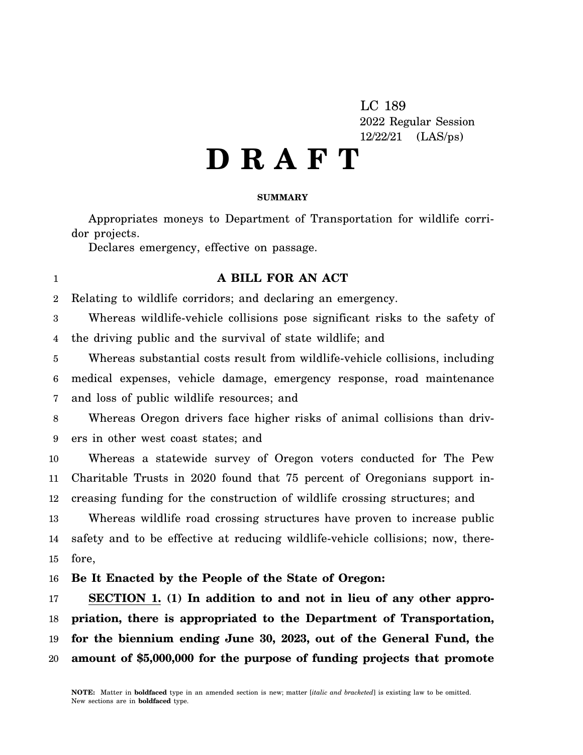LC 189
2022 Regular Session
12/22/21 (LAS/ps)

# D R A F T

### SUMMARY

Appropriates moneys to Department of Transportation for wildlife corridor projects.

Declares emergency, effective on passage.

## A BILL FOR AN ACT

Relating to wildlife corridors; and declaring an emergency.

Whereas wildlife-vehicle collisions pose significant risks to the safety of the driving public and the survival of state wildlife; and

Whereas substantial costs result from wildlife-vehicle collisions, including medical expenses, vehicle damage, emergency response, road maintenance and loss of public wildlife resources; and

Whereas Oregon drivers face higher risks of animal collisions than drivers in other west coast states; and

Whereas a statewide survey of Oregon voters conducted for The Pew Charitable Trusts in 2020 found that 75 percent of Oregonians support increasing funding for the construction of wildlife crossing structures; and

Whereas wildlife road crossing structures have proven to increase public safety and to be effective at reducing wildlife-vehicle collisions; now, therefore,

**Be It Enacted by the People of the State of Oregon:**

**SECTION 1. (1) In addition to and not in lieu of any other appropriation, there is appropriated to the Department of Transportation, for the biennium ending June 30, 2023, out of the General Fund, the amount of $5,000,000 for the purpose of funding projects that promote**

NOTE: Matter in **boldfaced** type in an amended section is new; matter [*italic and bracketed*] is existing law to be omitted. New sections are in **boldfaced** type.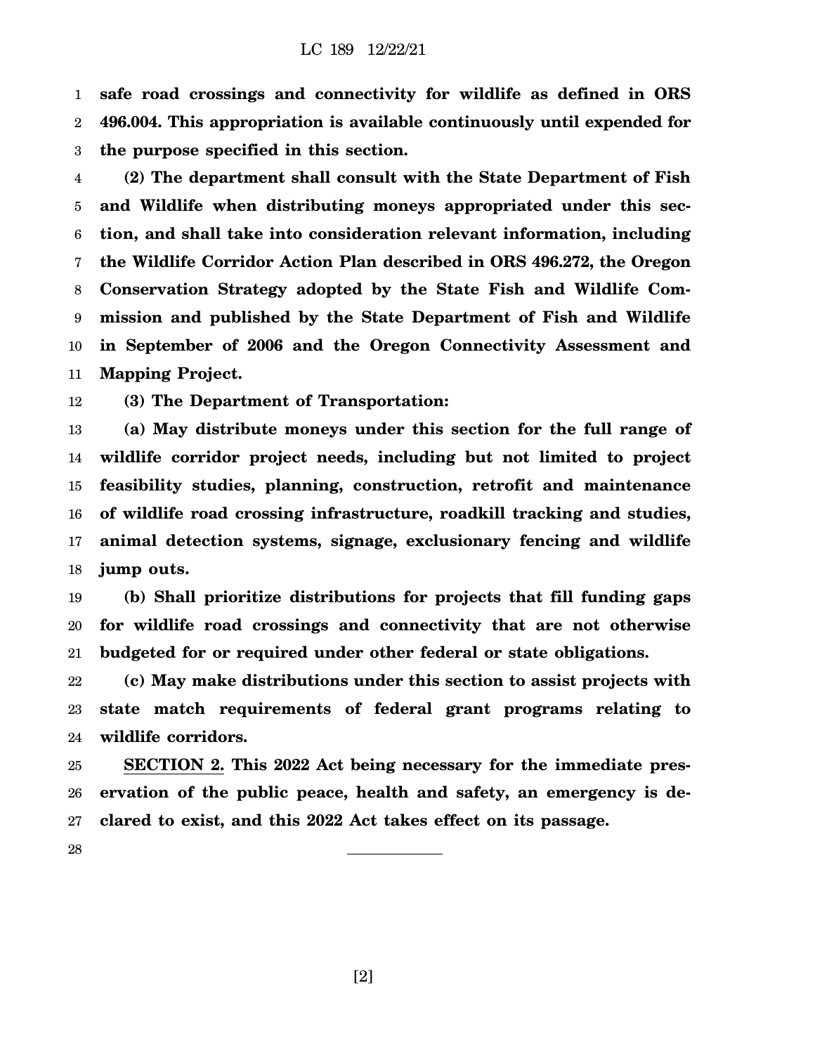**safe road crossings and connectivity for wildlife as defined in ORS 496.004. This appropriation is available continuously until expended for the purpose specified in this section.**

**(2) The department shall consult with the State Department of Fish and Wildlife when distributing moneys appropriated under this section, and shall take into consideration relevant information, including the Wildlife Corridor Action Plan described in ORS 496.272, the Oregon Conservation Strategy adopted by the State Fish and Wildlife Commission and published by the State Department of Fish and Wildlife in September of 2006 and the Oregon Connectivity Assessment and Mapping Project.**

**(3) The Department of Transportation:**

**(a) May distribute moneys under this section for the full range of wildlife corridor project needs, including but not limited to project feasibility studies, planning, construction, retrofit and maintenance of wildlife road crossing infrastructure, roadkill tracking and studies, animal detection systems, signage, exclusionary fencing and wildlife jump outs.**

**(b) Shall prioritize distributions for projects that fill funding gaps for wildlife road crossings and connectivity that are not otherwise budgeted for or required under other federal or state obligations.**

**(c) May make distributions under this section to assist projects with state match requirements of federal grant programs relating to wildlife corridors.**

**SECTION 2. This 2022 Act being necessary for the immediate preservation of the public peace, health and safety, an emergency is declared to exist, and this 2022 Act takes effect on its passage.**